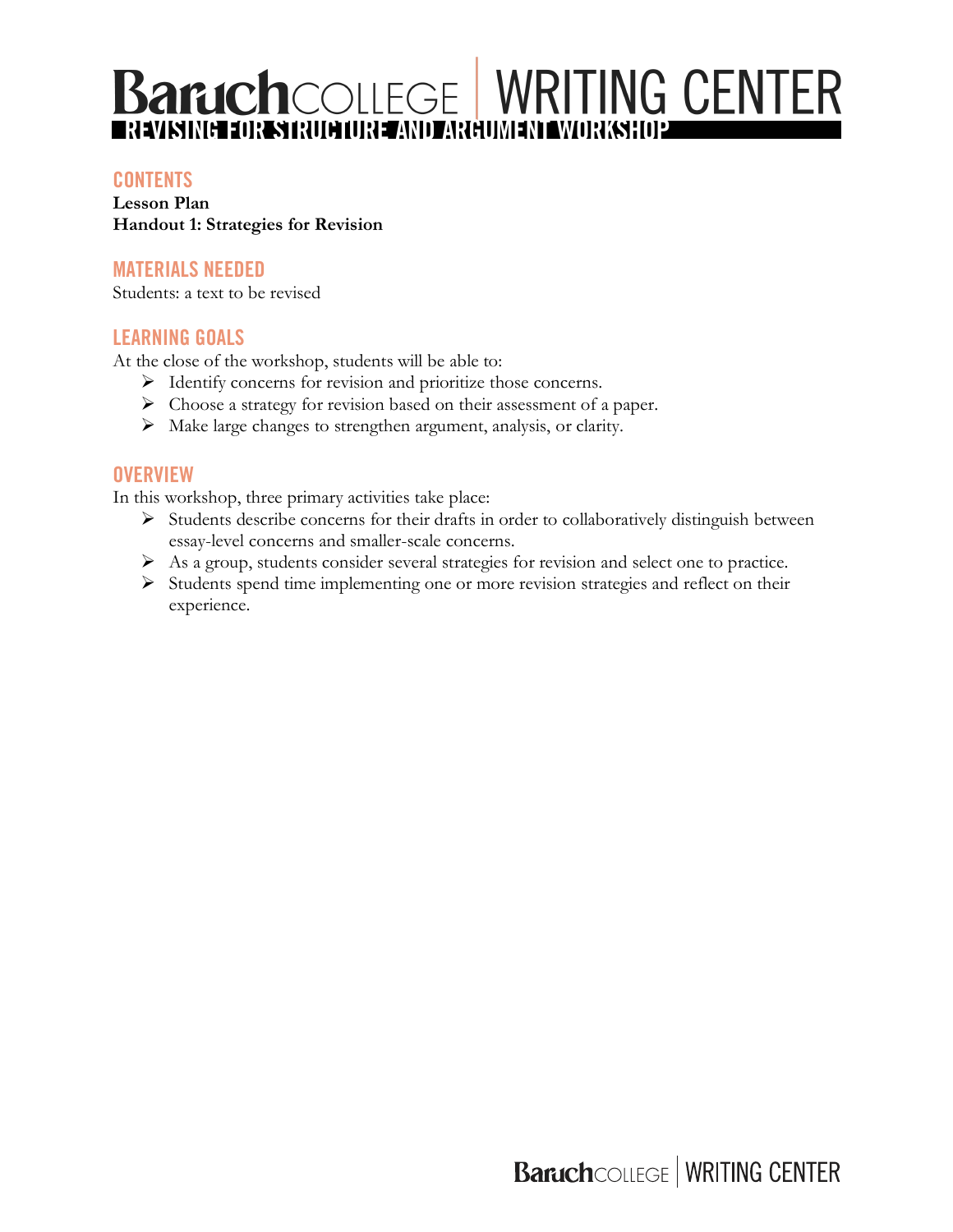# Baruch COLLEGE | WRITING CENTER

## REVISING FOR STRUCTURE AND ARGUMENT WORKSHOP

### CONTENTS

**Lesson Plan**
**Handout 1: Strategies for Revision**

### MATERIALS NEEDED

Students: a text to be revised

### LEARNING GOALS

At the close of the workshop, students will be able to:

- Identify concerns for revision and prioritize those concerns.
- Choose a strategy for revision based on their assessment of a paper.
- Make large changes to strengthen argument, analysis, or clarity.

### OVERVIEW

In this workshop, three primary activities take place:

- Students describe concerns for their drafts in order to collaboratively distinguish between essay-level concerns and smaller-scale concerns.
- As a group, students consider several strategies for revision and select one to practice.
- Students spend time implementing one or more revision strategies and reflect on their experience.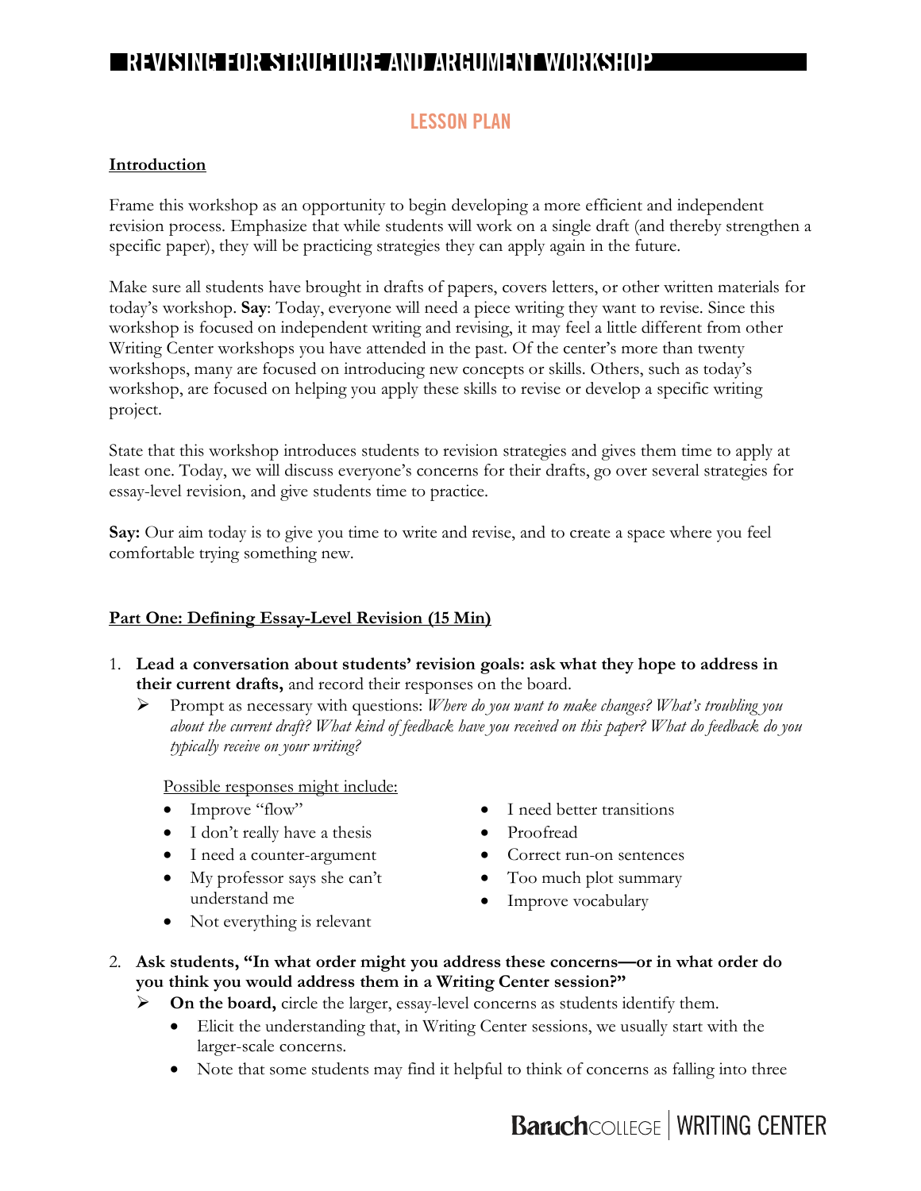# REVISING FOR STRUCTURE AND ARGUMENT WORKSHOP

## LESSON PLAN

**Introduction**

Frame this workshop as an opportunity to begin developing a more efficient and independent revision process. Emphasize that while students will work on a single draft (and thereby strengthen a specific paper), they will be practicing strategies they can apply again in the future.

Make sure all students have brought in drafts of papers, covers letters, or other written materials for today's workshop. **Say**: Today, everyone will need a piece writing they want to revise. Since this workshop is focused on independent writing and revising, it may feel a little different from other Writing Center workshops you have attended in the past. Of the center's more than twenty workshops, many are focused on introducing new concepts or skills. Others, such as today's workshop, are focused on helping you apply these skills to revise or develop a specific writing project.

State that this workshop introduces students to revision strategies and gives them time to apply at least one. Today, we will discuss everyone's concerns for their drafts, go over several strategies for essay-level revision, and give students time to practice.

**Say:** Our aim today is to give you time to write and revise, and to create a space where you feel comfortable trying something new.

**Part One: Defining Essay-Level Revision (15 Min)**

1. **Lead a conversation about students' revision goals: ask what they hope to address in their current drafts,** and record their responses on the board.
   - Prompt as necessary with questions: *Where do you want to make changes? What's troubling you about the current draft? What kind of feedback have you received on this paper? What do feedback do you typically receive on your writing?*

   Possible responses might include:
   - Improve "flow"
   - I don't really have a thesis
   - I need a counter-argument
   - My professor says she can't understand me
   - Not everything is relevant
   - I need better transitions
   - Proofread
   - Correct run-on sentences
   - Too much plot summary
   - Improve vocabulary

2. **Ask students, "In what order might you address these concerns—or in what order do you think you would address them in a Writing Center session?"**
   - **On the board,** circle the larger, essay-level concerns as students identify them.
     - Elicit the understanding that, in Writing Center sessions, we usually start with the larger-scale concerns.
     - Note that some students may find it helpful to think of concerns as falling into three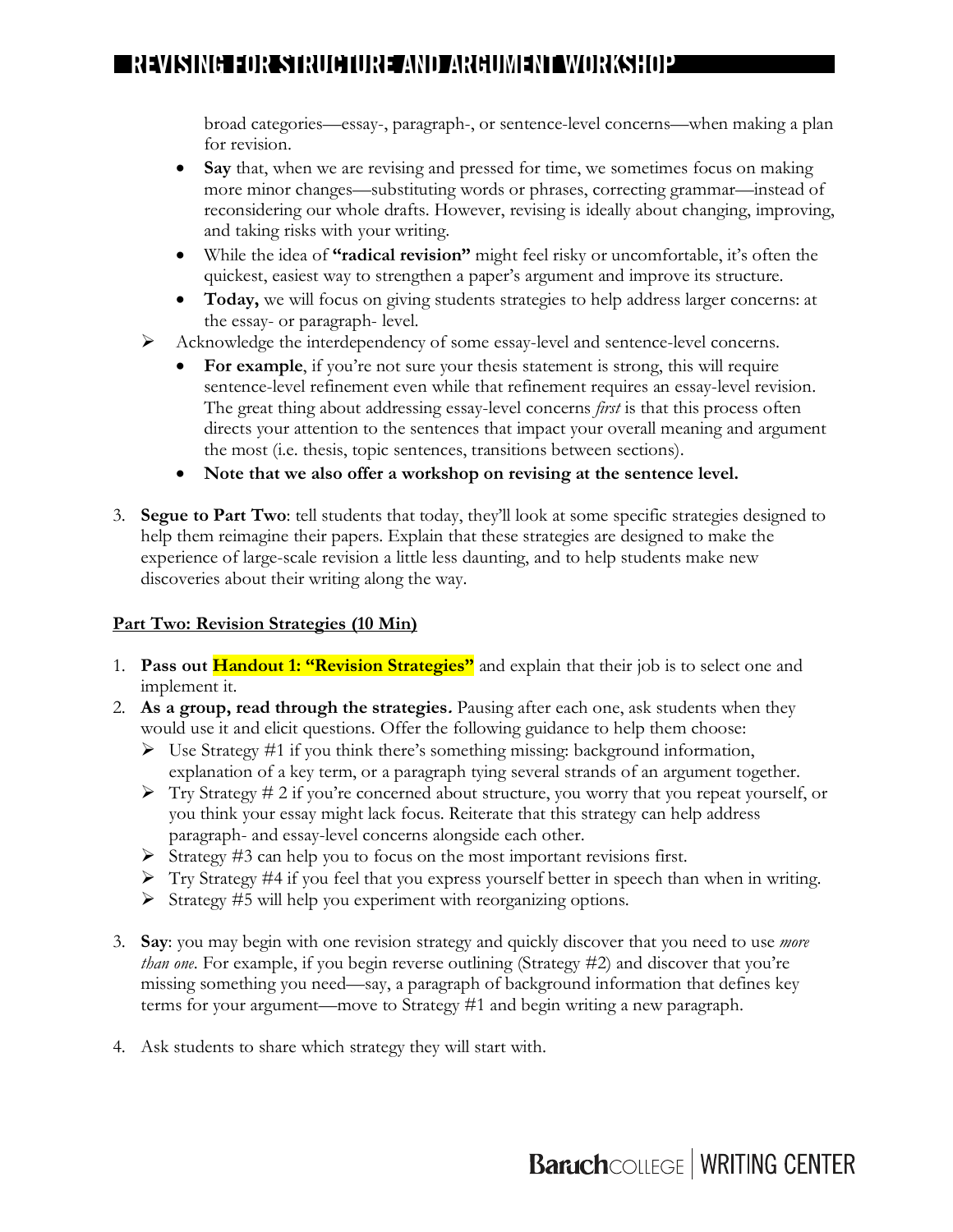broad categories—essay-, paragraph-, or sentence-level concerns—when making a plan for revision.

- **Say** that, when we are revising and pressed for time, we sometimes focus on making more minor changes—substituting words or phrases, correcting grammar—instead of reconsidering our whole drafts. However, revising is ideally about changing, improving, and taking risks with your writing.
- While the idea of **"radical revision"** might feel risky or uncomfortable, it's often the quickest, easiest way to strengthen a paper's argument and improve its structure.
- **Today,** we will focus on giving students strategies to help address larger concerns: at the essay- or paragraph- level.

➢ Acknowledge the interdependency of some essay-level and sentence-level concerns.

- **For example**, if you're not sure your thesis statement is strong, this will require sentence-level refinement even while that refinement requires an essay-level revision. The great thing about addressing essay-level concerns *first* is that this process often directs your attention to the sentences that impact your overall meaning and argument the most (i.e. thesis, topic sentences, transitions between sections).
- **Note that we also offer a workshop on revising at the sentence level.**

3. **Segue to Part Two**: tell students that today, they'll look at some specific strategies designed to help them reimagine their papers. Explain that these strategies are designed to make the experience of large-scale revision a little less daunting, and to help students make new discoveries about their writing along the way.

**Part Two: Revision Strategies (10 Min)**

1. **Pass out Handout 1: "Revision Strategies"** and explain that their job is to select one and implement it.
2. **As a group, read through the strategies.** Pausing after each one, ask students when they would use it and elicit questions. Offer the following guidance to help them choose:
   - ➢ Use Strategy #1 if you think there's something missing: background information, explanation of a key term, or a paragraph tying several strands of an argument together.
   - ➢ Try Strategy # 2 if you're concerned about structure, you worry that you repeat yourself, or you think your essay might lack focus. Reiterate that this strategy can help address paragraph- and essay-level concerns alongside each other.
   - ➢ Strategy #3 can help you to focus on the most important revisions first.
   - ➢ Try Strategy #4 if you feel that you express yourself better in speech than when in writing.
   - ➢ Strategy #5 will help you experiment with reorganizing options.
3. **Say**: you may begin with one revision strategy and quickly discover that you need to use *more than one*. For example, if you begin reverse outlining (Strategy #2) and discover that you're missing something you need—say, a paragraph of background information that defines key terms for your argument—move to Strategy #1 and begin writing a new paragraph.
4. Ask students to share which strategy they will start with.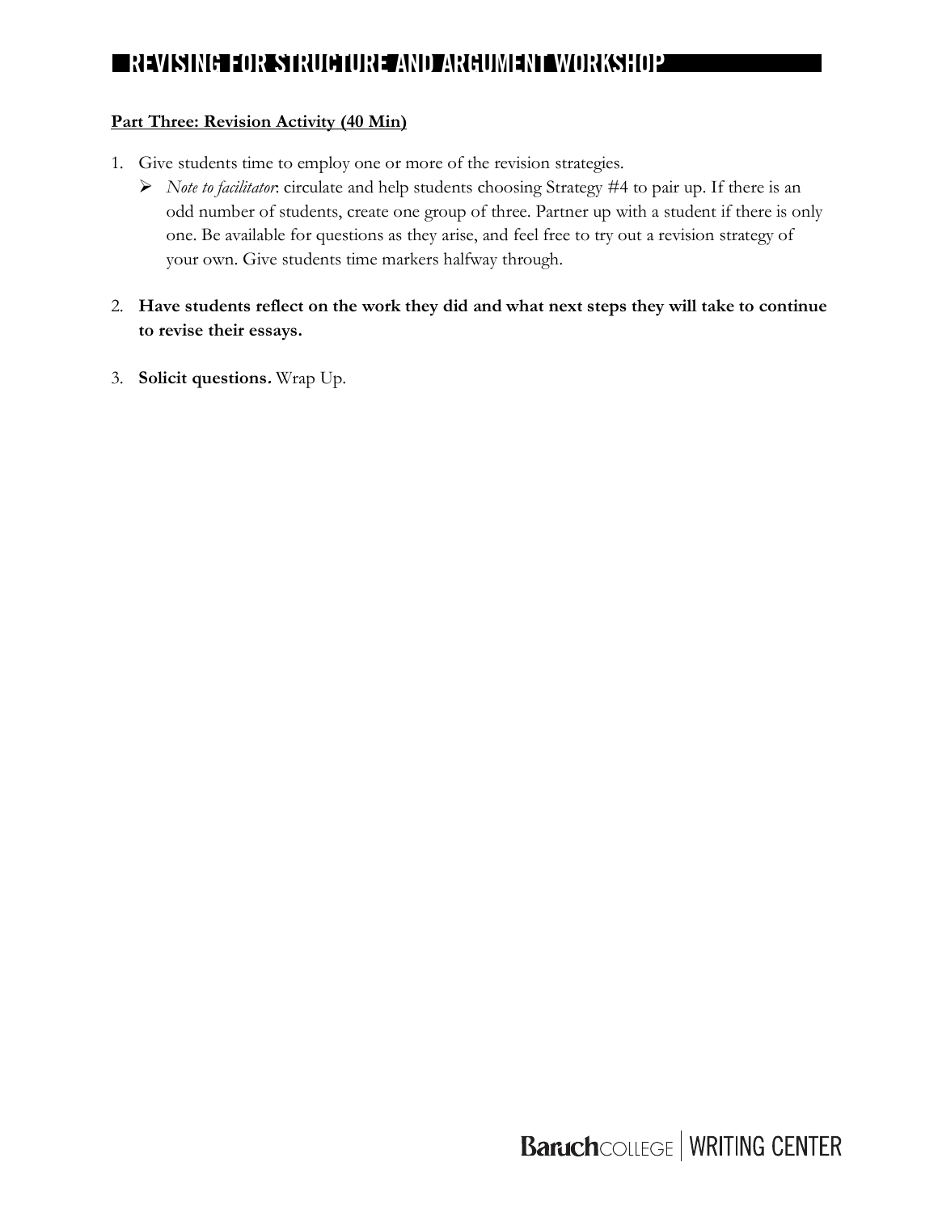**<u>Part Three: Revision Activity (40 Min)</u>**

1. Give students time to employ one or more of the revision strategies.
   - *Note to facilitator*: circulate and help students choosing Strategy #4 to pair up. If there is an odd number of students, create one group of three. Partner up with a student if there is only one. Be available for questions as they arise, and feel free to try out a revision strategy of your own. Give students time markers halfway through.

2. **Have students reflect on the work they did and what next steps they will take to continue to revise their essays.**

3. **Solicit questions.** Wrap Up.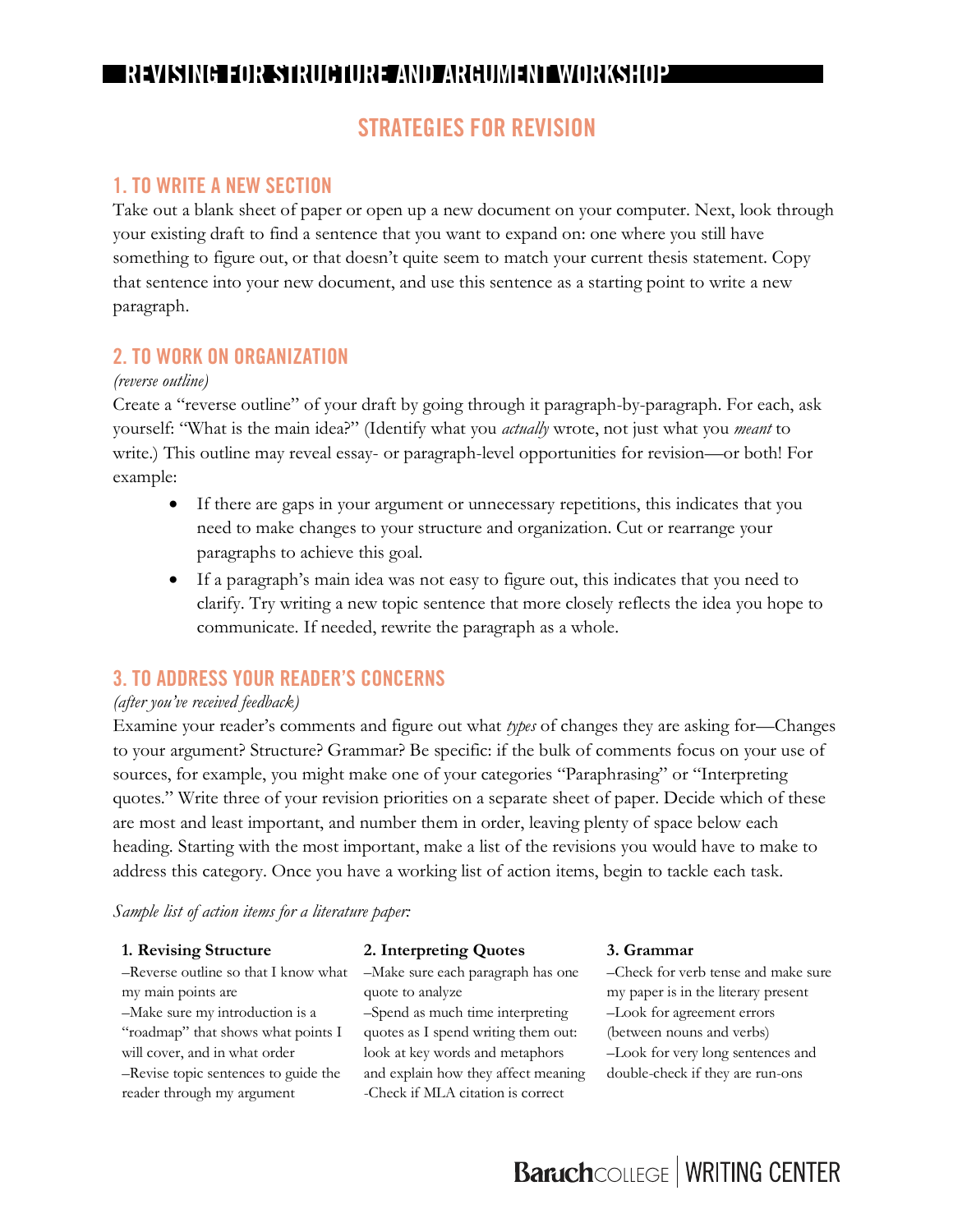# REVISING FOR STRUCTURE AND ARGUMENT WORKSHOP

## STRATEGIES FOR REVISION

### 1. TO WRITE A NEW SECTION

Take out a blank sheet of paper or open up a new document on your computer. Next, look through your existing draft to find a sentence that you want to expand on: one where you still have something to figure out, or that doesn't quite seem to match your current thesis statement. Copy that sentence into your new document, and use this sentence as a starting point to write a new paragraph.

### 2. TO WORK ON ORGANIZATION

*(reverse outline)*

Create a "reverse outline" of your draft by going through it paragraph-by-paragraph. For each, ask yourself: "What is the main idea?" (Identify what you *actually* wrote, not just what you *meant* to write.) This outline may reveal essay- or paragraph-level opportunities for revision—or both! For example:

- If there are gaps in your argument or unnecessary repetitions, this indicates that you need to make changes to your structure and organization. Cut or rearrange your paragraphs to achieve this goal.
- If a paragraph's main idea was not easy to figure out, this indicates that you need to clarify. Try writing a new topic sentence that more closely reflects the idea you hope to communicate. If needed, rewrite the paragraph as a whole.

### 3. TO ADDRESS YOUR READER'S CONCERNS

*(after you've received feedback)*

Examine your reader's comments and figure out what *types* of changes they are asking for—Changes to your argument? Structure? Grammar? Be specific: if the bulk of comments focus on your use of sources, for example, you might make one of your categories "Paraphrasing" or "Interpreting quotes." Write three of your revision priorities on a separate sheet of paper. Decide which of these are most and least important, and number them in order, leaving plenty of space below each heading. Starting with the most important, make a list of the revisions you would have to make to address this category. Once you have a working list of action items, begin to tackle each task.

*Sample list of action items for a literature paper:*

**1. Revising Structure**
–Reverse outline so that I know what my main points are
–Make sure my introduction is a "roadmap" that shows what points I will cover, and in what order
–Revise topic sentences to guide the reader through my argument

**2. Interpreting Quotes**
–Make sure each paragraph has one quote to analyze
–Spend as much time interpreting quotes as I spend writing them out: look at key words and metaphors and explain how they affect meaning
-Check if MLA citation is correct

**3. Grammar**
–Check for verb tense and make sure my paper is in the literary present
–Look for agreement errors (between nouns and verbs)
–Look for very long sentences and double-check if they are run-ons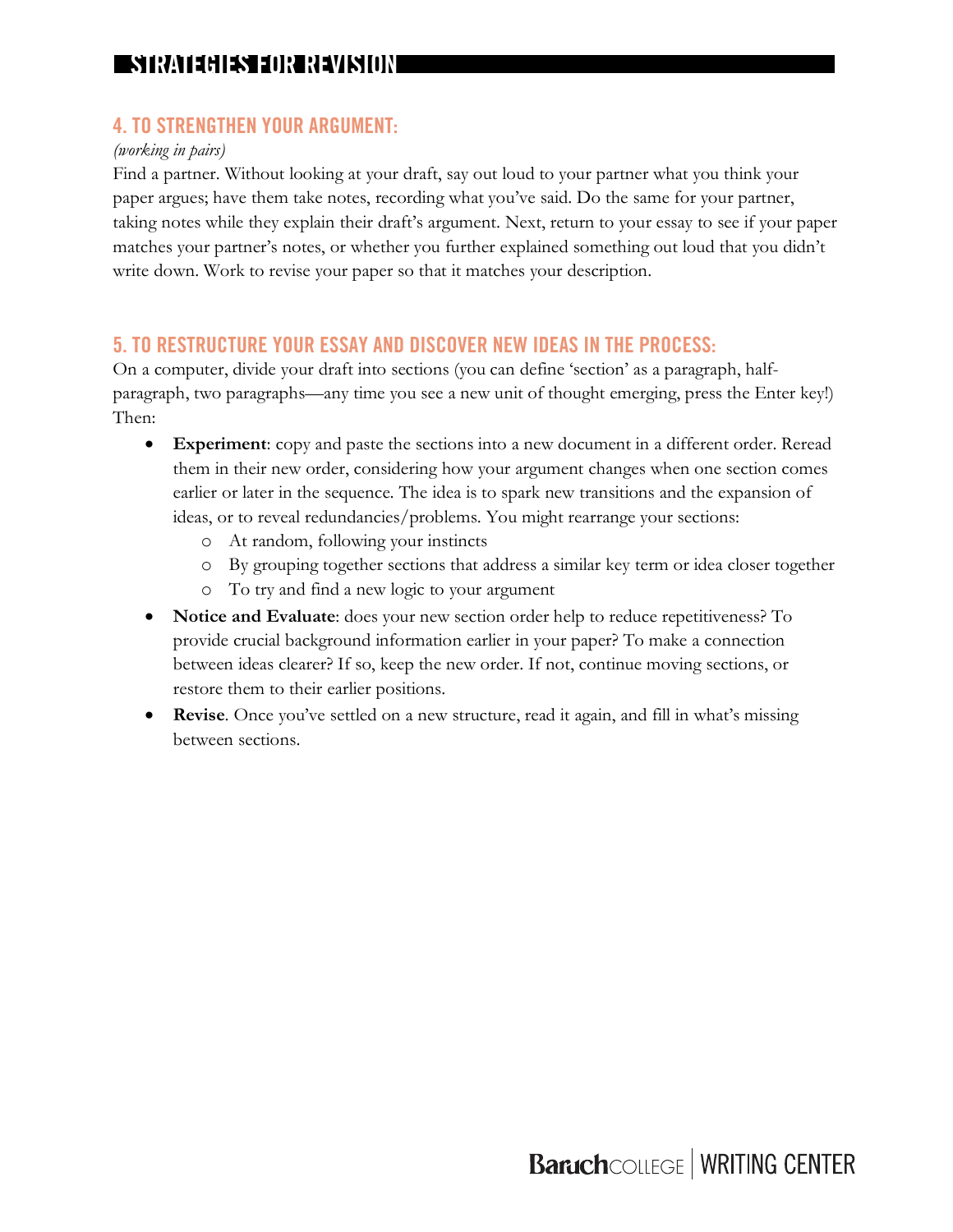## 4. TO STRENGTHEN YOUR ARGUMENT:

*(working in pairs)*

Find a partner. Without looking at your draft, say out loud to your partner what you think your paper argues; have them take notes, recording what you've said. Do the same for your partner, taking notes while they explain their draft's argument. Next, return to your essay to see if your paper matches your partner's notes, or whether you further explained something out loud that you didn't write down. Work to revise your paper so that it matches your description.

## 5. TO RESTRUCTURE YOUR ESSAY AND DISCOVER NEW IDEAS IN THE PROCESS:

On a computer, divide your draft into sections (you can define 'section' as a paragraph, half-paragraph, two paragraphs—any time you see a new unit of thought emerging, press the Enter key!) Then:

- **Experiment**: copy and paste the sections into a new document in a different order. Reread them in their new order, considering how your argument changes when one section comes earlier or later in the sequence. The idea is to spark new transitions and the expansion of ideas, or to reveal redundancies/problems. You might rearrange your sections:
  - At random, following your instincts
  - By grouping together sections that address a similar key term or idea closer together
  - To try and find a new logic to your argument
- **Notice and Evaluate**: does your new section order help to reduce repetitiveness? To provide crucial background information earlier in your paper? To make a connection between ideas clearer? If so, keep the new order. If not, continue moving sections, or restore them to their earlier positions.
- **Revise**. Once you've settled on a new structure, read it again, and fill in what's missing between sections.